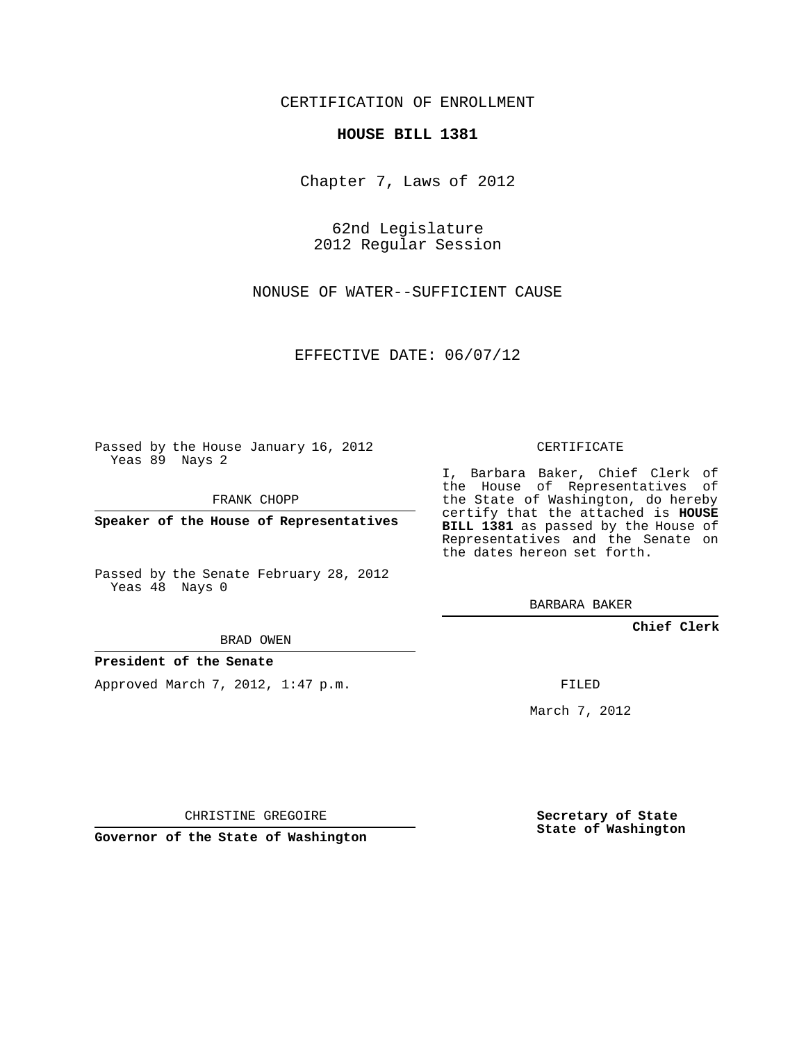CERTIFICATION OF ENROLLMENT

**HOUSE BILL 1381**

Chapter 7, Laws of 2012

62nd Legislature
2012 Regular Session

NONUSE OF WATER--SUFFICIENT CAUSE

EFFECTIVE DATE: 06/07/12

Passed by the House January 16, 2012
Yeas 89 Nays 2

FRANK CHOPP

**Speaker of the House of Representatives**

Passed by the Senate February 28, 2012
Yeas 48 Nays 0

BRAD OWEN

**President of the Senate**

Approved March 7, 2012, 1:47 p.m.

CHRISTINE GREGOIRE

**Governor of the State of Washington**

CERTIFICATE

I, Barbara Baker, Chief Clerk of the House of Representatives of the State of Washington, do hereby certify that the attached is **HOUSE BILL 1381** as passed by the House of Representatives and the Senate on the dates hereon set forth.

BARBARA BAKER

**Chief Clerk**

FILED

March 7, 2012

**Secretary of State**
**State of Washington**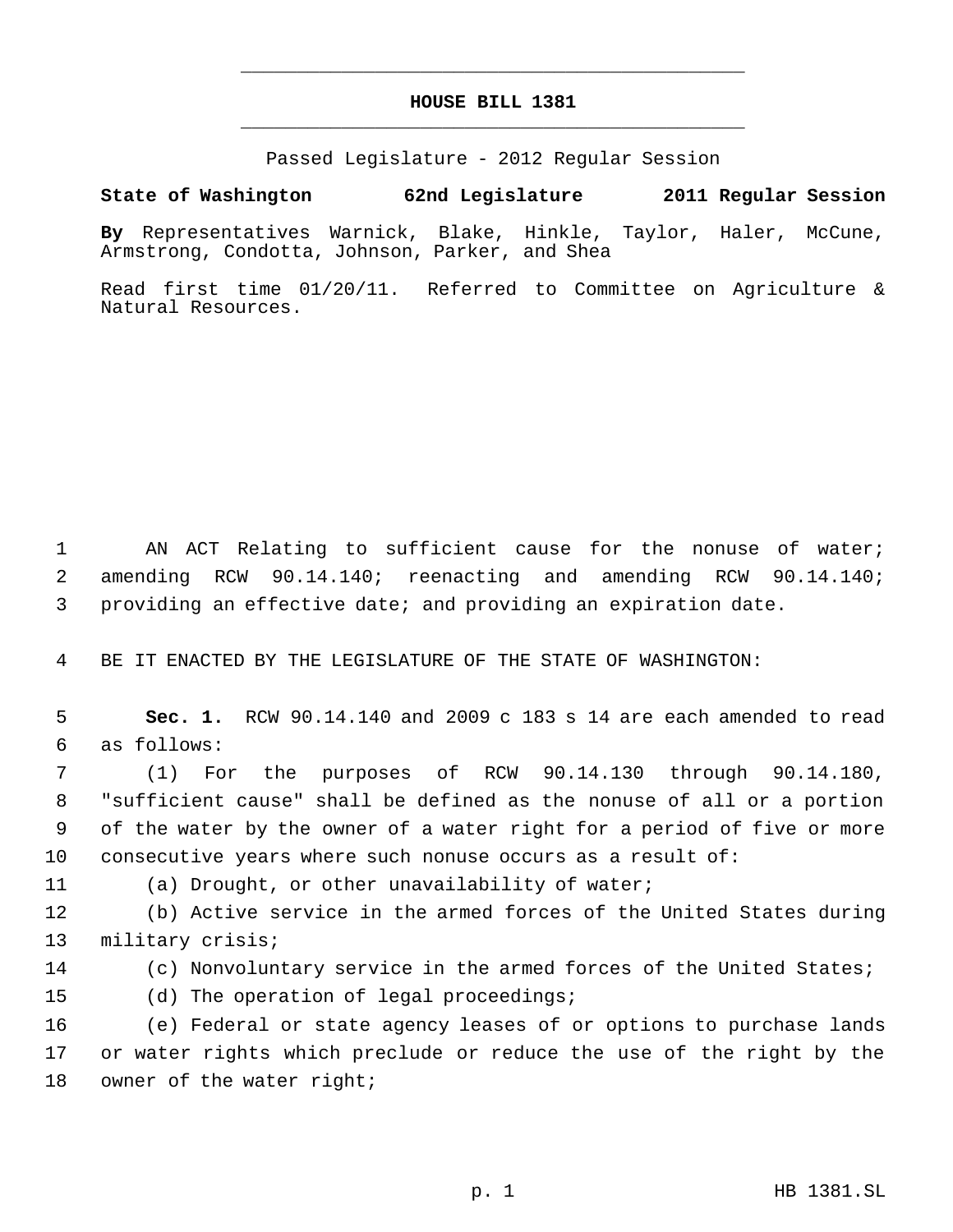# HOUSE BILL 1381

Passed Legislature - 2012 Regular Session

**State of Washington 62nd Legislature 2011 Regular Session**

**By** Representatives Warnick, Blake, Hinkle, Taylor, Haler, McCune, Armstrong, Condotta, Johnson, Parker, and Shea

Read first time 01/20/11. Referred to Committee on Agriculture & Natural Resources.

AN ACT Relating to sufficient cause for the nonuse of water; amending RCW 90.14.140; reenacting and amending RCW 90.14.140; providing an effective date; and providing an expiration date.

BE IT ENACTED BY THE LEGISLATURE OF THE STATE OF WASHINGTON:

**Sec. 1.** RCW 90.14.140 and 2009 c 183 s 14 are each amended to read as follows:

(1) For the purposes of RCW 90.14.130 through 90.14.180, "sufficient cause" shall be defined as the nonuse of all or a portion of the water by the owner of a water right for a period of five or more consecutive years where such nonuse occurs as a result of:

(a) Drought, or other unavailability of water;

(b) Active service in the armed forces of the United States during military crisis;

(c) Nonvoluntary service in the armed forces of the United States;

(d) The operation of legal proceedings;

(e) Federal or state agency leases of or options to purchase lands or water rights which preclude or reduce the use of the right by the owner of the water right;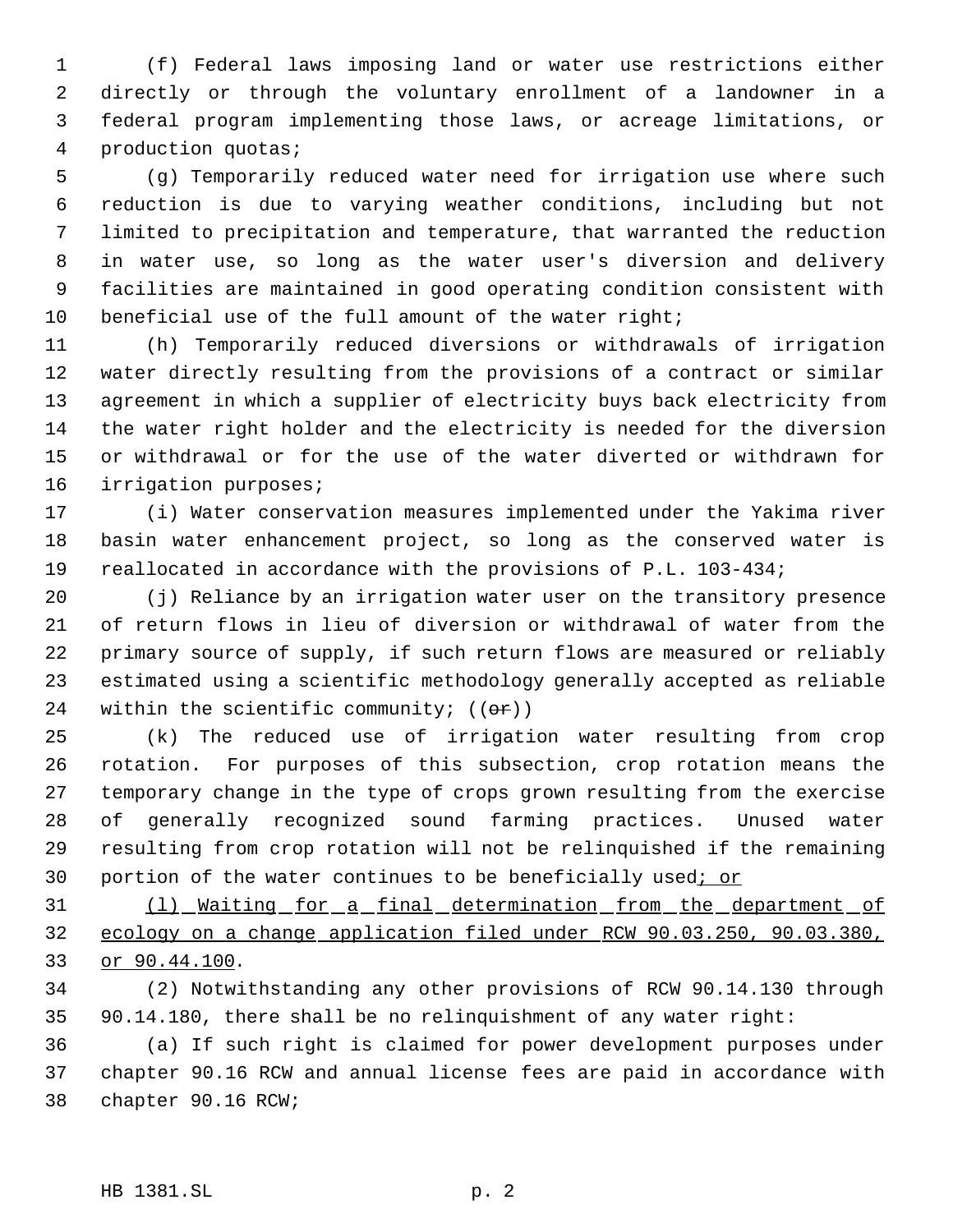(f) Federal laws imposing land or water use restrictions either directly or through the voluntary enrollment of a landowner in a federal program implementing those laws, or acreage limitations, or production quotas;

(g) Temporarily reduced water need for irrigation use where such reduction is due to varying weather conditions, including but not limited to precipitation and temperature, that warranted the reduction in water use, so long as the water user's diversion and delivery facilities are maintained in good operating condition consistent with beneficial use of the full amount of the water right;

(h) Temporarily reduced diversions or withdrawals of irrigation water directly resulting from the provisions of a contract or similar agreement in which a supplier of electricity buys back electricity from the water right holder and the electricity is needed for the diversion or withdrawal or for the use of the water diverted or withdrawn for irrigation purposes;

(i) Water conservation measures implemented under the Yakima river basin water enhancement project, so long as the conserved water is reallocated in accordance with the provisions of P.L. 103-434;

(j) Reliance by an irrigation water user on the transitory presence of return flows in lieu of diversion or withdrawal of water from the primary source of supply, if such return flows are measured or reliably estimated using a scientific methodology generally accepted as reliable within the scientific community; ((~~or~~))

(k) The reduced use of irrigation water resulting from crop rotation. For purposes of this subsection, crop rotation means the temporary change in the type of crops grown resulting from the exercise of generally recognized sound farming practices. Unused water resulting from crop rotation will not be relinquished if the remaining portion of the water continues to be beneficially used<u>; or</u>

<u>(l) Waiting for a final determination from the department of ecology on a change application filed under RCW 90.03.250, 90.03.380, or 90.44.100</u>.

(2) Notwithstanding any other provisions of RCW 90.14.130 through 90.14.180, there shall be no relinquishment of any water right:

(a) If such right is claimed for power development purposes under chapter 90.16 RCW and annual license fees are paid in accordance with chapter 90.16 RCW;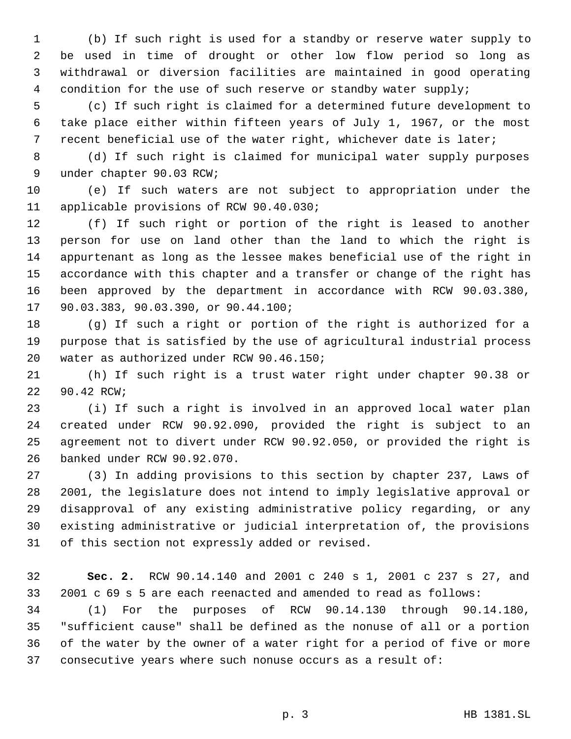(b) If such right is used for a standby or reserve water supply to be used in time of drought or other low flow period so long as withdrawal or diversion facilities are maintained in good operating condition for the use of such reserve or standby water supply;

(c) If such right is claimed for a determined future development to take place either within fifteen years of July 1, 1967, or the most recent beneficial use of the water right, whichever date is later;

(d) If such right is claimed for municipal water supply purposes under chapter 90.03 RCW;

(e) If such waters are not subject to appropriation under the applicable provisions of RCW 90.40.030;

(f) If such right or portion of the right is leased to another person for use on land other than the land to which the right is appurtenant as long as the lessee makes beneficial use of the right in accordance with this chapter and a transfer or change of the right has been approved by the department in accordance with RCW 90.03.380, 90.03.383, 90.03.390, or 90.44.100;

(g) If such a right or portion of the right is authorized for a purpose that is satisfied by the use of agricultural industrial process water as authorized under RCW 90.46.150;

(h) If such right is a trust water right under chapter 90.38 or 90.42 RCW;

(i) If such a right is involved in an approved local water plan created under RCW 90.92.090, provided the right is subject to an agreement not to divert under RCW 90.92.050, or provided the right is banked under RCW 90.92.070.

(3) In adding provisions to this section by chapter 237, Laws of 2001, the legislature does not intend to imply legislative approval or disapproval of any existing administrative policy regarding, or any existing administrative or judicial interpretation of, the provisions of this section not expressly added or revised.

**Sec. 2.** RCW 90.14.140 and 2001 c 240 s 1, 2001 c 237 s 27, and 2001 c 69 s 5 are each reenacted and amended to read as follows:

(1) For the purposes of RCW 90.14.130 through 90.14.180, "sufficient cause" shall be defined as the nonuse of all or a portion of the water by the owner of a water right for a period of five or more consecutive years where such nonuse occurs as a result of: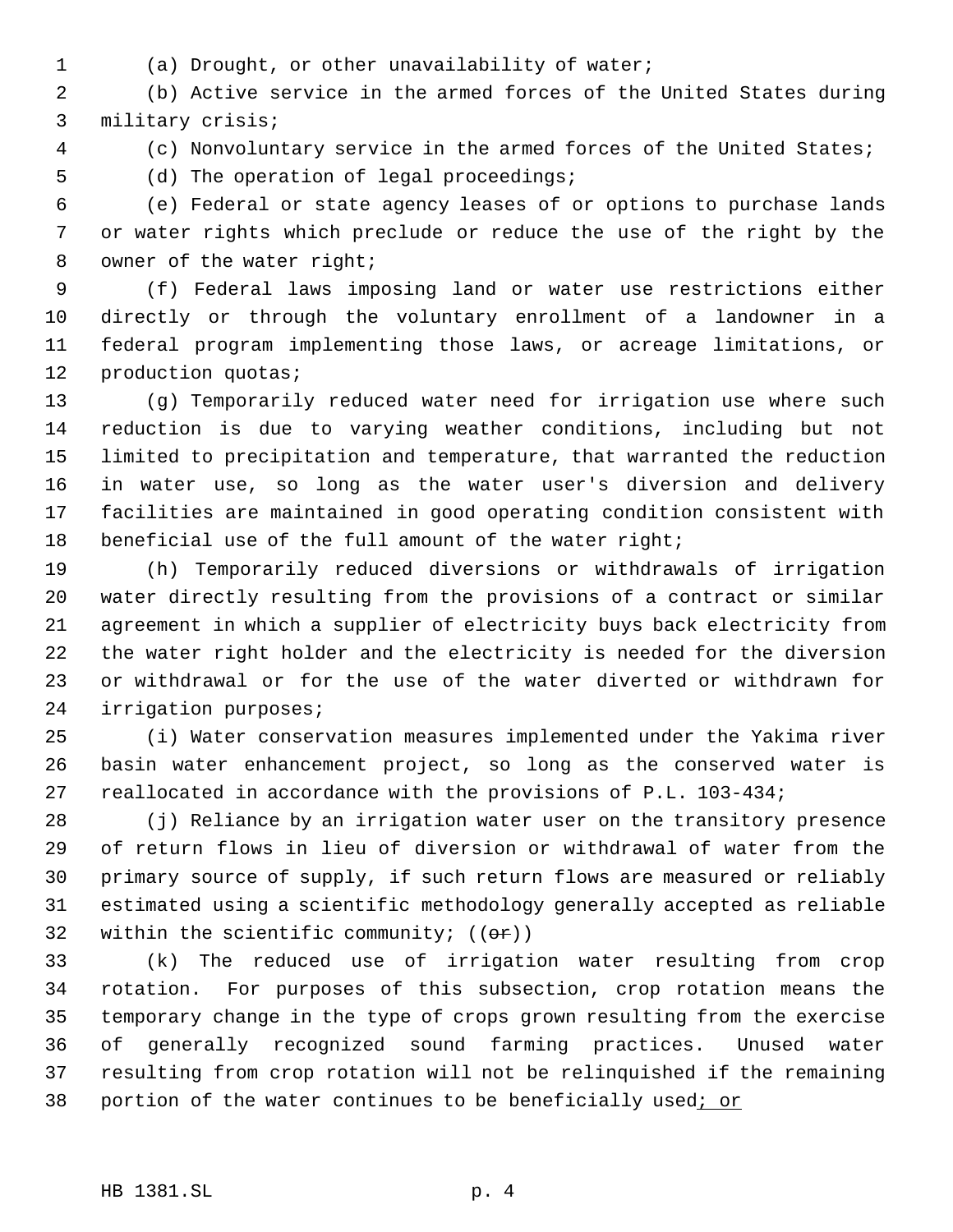(a) Drought, or other unavailability of water;

(b) Active service in the armed forces of the United States during military crisis;

(c) Nonvoluntary service in the armed forces of the United States;

(d) The operation of legal proceedings;

(e) Federal or state agency leases of or options to purchase lands or water rights which preclude or reduce the use of the right by the owner of the water right;

(f) Federal laws imposing land or water use restrictions either directly or through the voluntary enrollment of a landowner in a federal program implementing those laws, or acreage limitations, or production quotas;

(g) Temporarily reduced water need for irrigation use where such reduction is due to varying weather conditions, including but not limited to precipitation and temperature, that warranted the reduction in water use, so long as the water user's diversion and delivery facilities are maintained in good operating condition consistent with beneficial use of the full amount of the water right;

(h) Temporarily reduced diversions or withdrawals of irrigation water directly resulting from the provisions of a contract or similar agreement in which a supplier of electricity buys back electricity from the water right holder and the electricity is needed for the diversion or withdrawal or for the use of the water diverted or withdrawn for irrigation purposes;

(i) Water conservation measures implemented under the Yakima river basin water enhancement project, so long as the conserved water is reallocated in accordance with the provisions of P.L. 103-434;

(j) Reliance by an irrigation water user on the transitory presence of return flows in lieu of diversion or withdrawal of water from the primary source of supply, if such return flows are measured or reliably estimated using a scientific methodology generally accepted as reliable within the scientific community; ((~~or~~))

(k) The reduced use of irrigation water resulting from crop rotation. For purposes of this subsection, crop rotation means the temporary change in the type of crops grown resulting from the exercise of generally recognized sound farming practices. Unused water resulting from crop rotation will not be relinquished if the remaining portion of the water continues to be beneficially used<u>; or</u>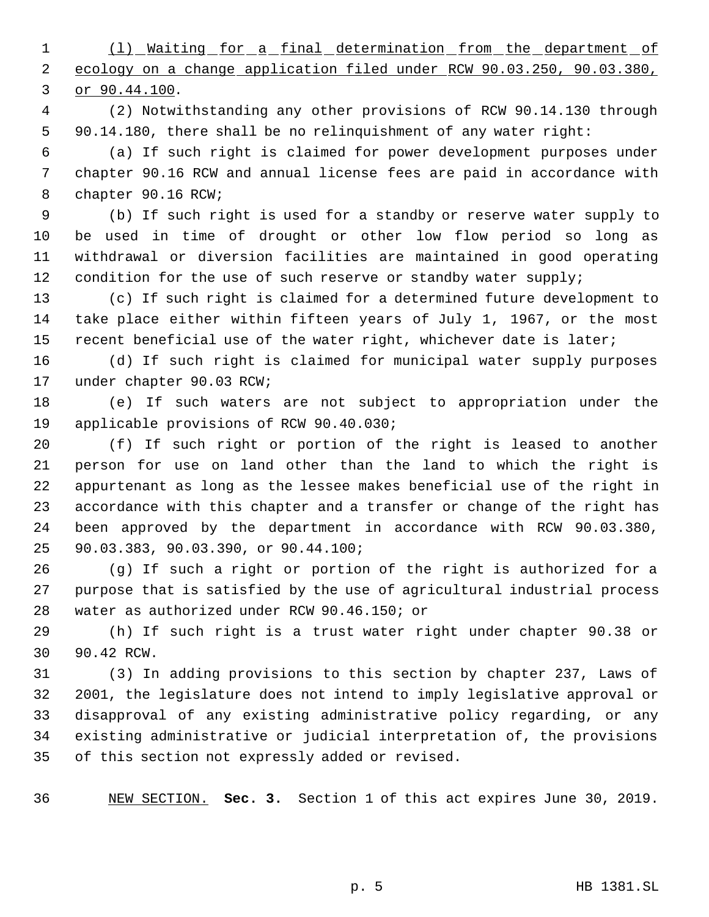(l) Waiting for a final determination from the department of ecology on a change application filed under RCW 90.03.250, 90.03.380, or 90.44.100.

(2) Notwithstanding any other provisions of RCW 90.14.130 through 90.14.180, there shall be no relinquishment of any water right:

(a) If such right is claimed for power development purposes under chapter 90.16 RCW and annual license fees are paid in accordance with chapter 90.16 RCW;

(b) If such right is used for a standby or reserve water supply to be used in time of drought or other low flow period so long as withdrawal or diversion facilities are maintained in good operating condition for the use of such reserve or standby water supply;

(c) If such right is claimed for a determined future development to take place either within fifteen years of July 1, 1967, or the most recent beneficial use of the water right, whichever date is later;

(d) If such right is claimed for municipal water supply purposes under chapter 90.03 RCW;

(e) If such waters are not subject to appropriation under the applicable provisions of RCW 90.40.030;

(f) If such right or portion of the right is leased to another person for use on land other than the land to which the right is appurtenant as long as the lessee makes beneficial use of the right in accordance with this chapter and a transfer or change of the right has been approved by the department in accordance with RCW 90.03.380, 90.03.383, 90.03.390, or 90.44.100;

(g) If such a right or portion of the right is authorized for a purpose that is satisfied by the use of agricultural industrial process water as authorized under RCW 90.46.150; or

(h) If such right is a trust water right under chapter 90.38 or 90.42 RCW.

(3) In adding provisions to this section by chapter 237, Laws of 2001, the legislature does not intend to imply legislative approval or disapproval of any existing administrative policy regarding, or any existing administrative or judicial interpretation of, the provisions of this section not expressly added or revised.

NEW SECTION. **Sec. 3.** Section 1 of this act expires June 30, 2019.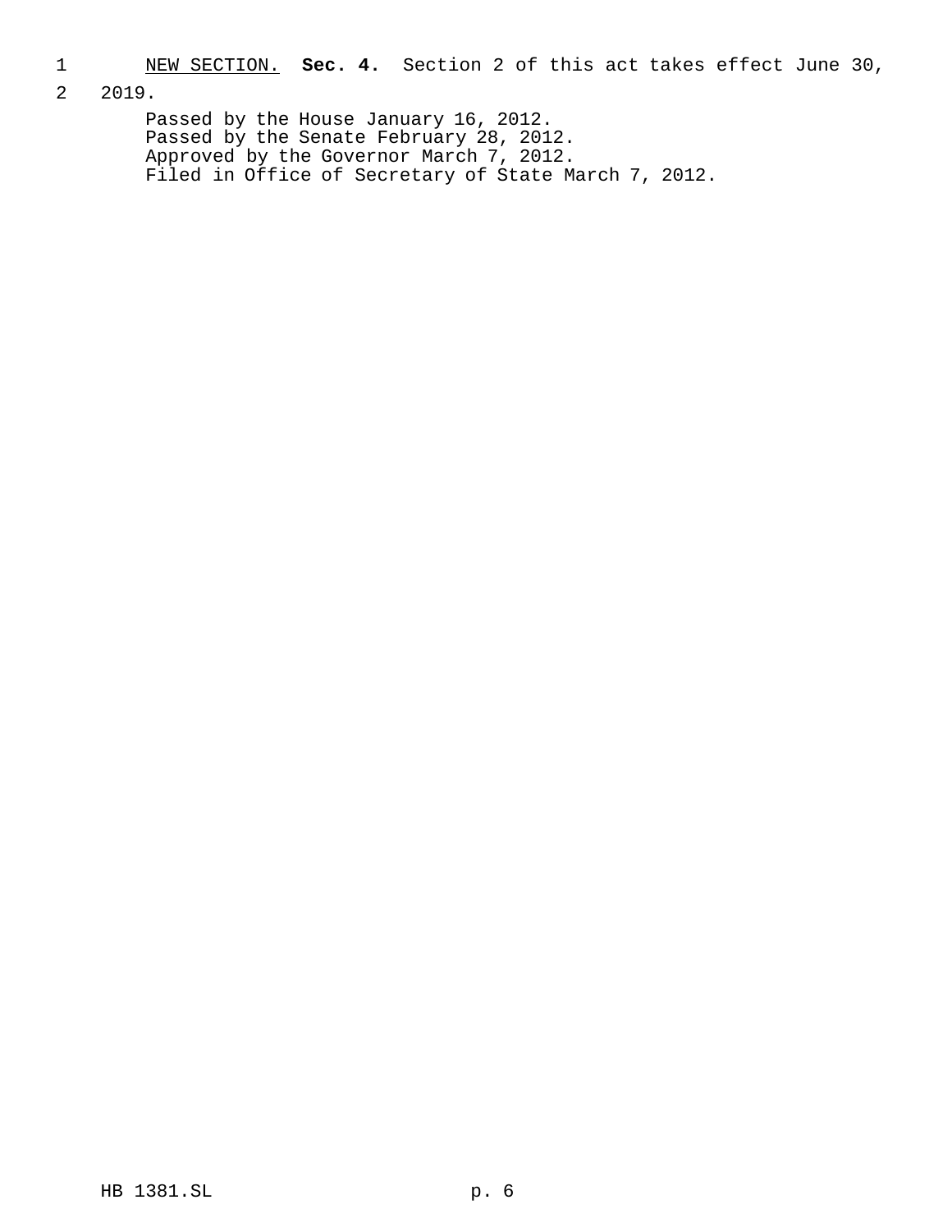NEW SECTION. **Sec. 4.** Section 2 of this act takes effect June 30, 2019.

Passed by the House January 16, 2012.
Passed by the Senate February 28, 2012.
Approved by the Governor March 7, 2012.
Filed in Office of Secretary of State March 7, 2012.